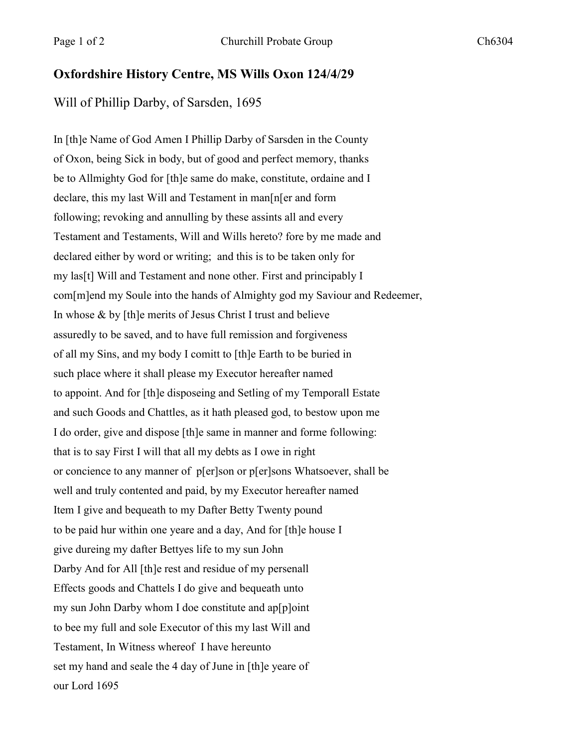## Oxfordshire History Centre, MS Wills Oxon 124/4/29

Will of Phillip Darby, of Sarsden, 1695

In [th]e Name of God Amen I Phillip Darby of Sarsden in the County
of Oxon, being Sick in body, but of good and perfect memory, thanks
be to Allmighty God for [th]e same do make, constitute, ordaine and I
declare, this my last Will and Testament in man[n[er and form
following; revoking and annulling by these assints all and every
Testament and Testaments, Will and Wills hereto? fore by me made and
declared either by word or writing; and this is to be taken only for
my las[t] Will and Testament and none other. First and principably I
com[m]end my Soule into the hands of Almighty god my Saviour and Redeemer,
In whose & by [th]e merits of Jesus Christ I trust and believe
assuredly to be saved, and to have full remission and forgiveness
of all my Sins, and my body I comitt to [th]e Earth to be buried in
such place where it shall please my Executor hereafter named
to appoint. And for [th]e disposeing and Setling of my Temporall Estate
and such Goods and Chattles, as it hath pleased god, to bestow upon me
I do order, give and dispose [th]e same in manner and forme following:
that is to say First I will that all my debts as I owe in right
or concience to any manner of p[er]son or p[er]sons Whatsoever, shall be
well and truly contented and paid, by my Executor hereafter named
Item I give and bequeath to my Dafter Betty Twenty pound
to be paid hur within one yeare and a day, And for [th]e house I
give dureing my dafter Bettyes life to my sun John
Darby And for All [th]e rest and residue of my persenall
Effects goods and Chattels I do give and bequeath unto
my sun John Darby whom I doe constitute and ap[p]oint
to bee my full and sole Executor of this my last Will and
Testament, In Witness whereof I have hereunto
set my hand and seale the 4 day of June in [th]e yeare of
our Lord 1695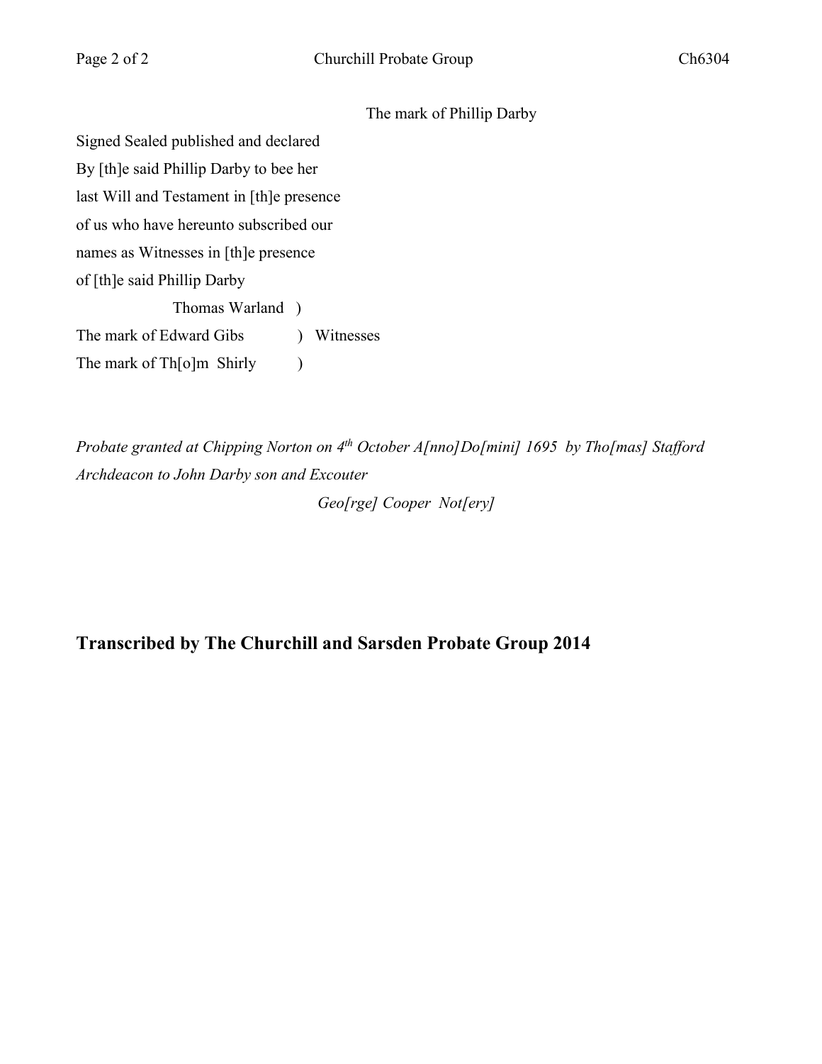The mark of Phillip Darby

Signed Sealed published and declared
By [th]e said Phillip Darby to bee her
last Will and Testament in [th]e presence
of us who have hereunto subscribed our
names as Witnesses in [th]e presence
of [th]e said Phillip Darby

Thomas Warland )
The mark of Edward Gibs ) Witnesses
The mark of Th[o]m Shirly )

*Probate granted at Chipping Norton on 4th October A[nno]Do[mini] 1695 by Tho[mas] Stafford Archdeacon to John Darby son and Excouter*

*Geo[rge] Cooper Not[ery]*

**Transcribed by The Churchill and Sarsden Probate Group 2014**